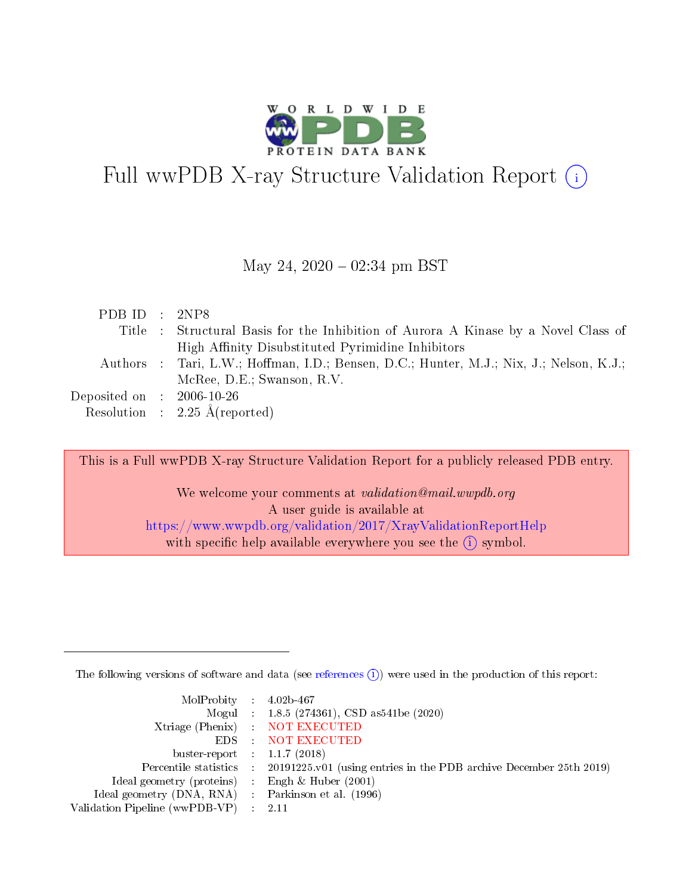# Full wwPDB X-ray Structure Validation Report (i)

May 24, 2020 – 02:34 pm BST

| | | |
|---|---|---|
| PDB ID | : | 2NP8 |
| Title | : | Structural Basis for the Inhibition of Aurora A Kinase by a Novel Class of High Affinity Disubstituted Pyrimidine Inhibitors |
| Authors | : | Tari, L.W.; Hoffman, I.D.; Bensen, D.C.; Hunter, M.J.; Nix, J.; Nelson, K.J.; McRee, D.E.; Swanson, R.V. |
| Deposited on | : | 2006-10-26 |
| Resolution | : | 2.25 Å(reported) |

This is a Full wwPDB X-ray Structure Validation Report for a publicly released PDB entry.

We welcome your comments at *validation@mail.wwpdb.org*
A user guide is available at
https://www.wwpdb.org/validation/2017/XrayValidationReportHelp
with specific help available everywhere you see the (i) symbol.

The following versions of software and data (see references (i)) were used in the production of this report:

| | | |
|---|---|---|
| MolProbity | : | 4.02b-467 |
| Mogul | : | 1.8.5 (274361), CSD as541be (2020) |
| Xtriage (Phenix) | : | NOT EXECUTED |
| EDS | : | NOT EXECUTED |
| buster-report | : | 1.1.7 (2018) |
| Percentile statistics | : | 20191225.v01 (using entries in the PDB archive December 25th 2019) |
| Ideal geometry (proteins) | : | Engh & Huber (2001) |
| Ideal geometry (DNA, RNA) | : | Parkinson et al. (1996) |
| Validation Pipeline (wwPDB-VP) | : | 2.11 |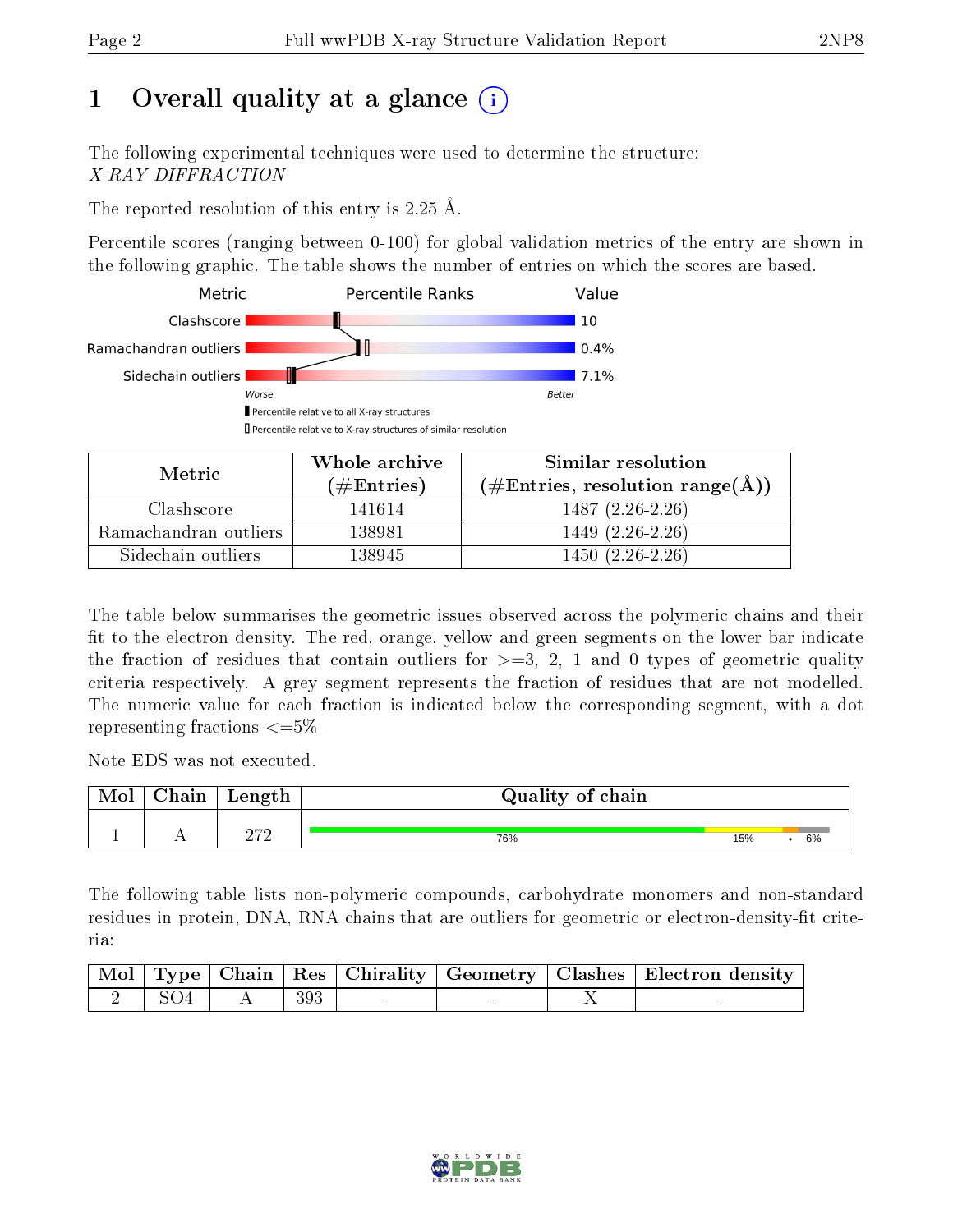# 1 Overall quality at a glance (i)

The following experimental techniques were used to determine the structure:
*X-RAY DIFFRACTION*

The reported resolution of this entry is 2.25 Å.

Percentile scores (ranging between 0-100) for global validation metrics of the entry are shown in the following graphic. The table shows the number of entries on which the scores are based.

| Metric | Percentile Ranks | Value |
|---|---|---|
| Clashscore | | 10 |
| Ramachandran outliers | | 0.4% |
| Sidechain outliers | | 7.1% |

Worse — Better

▮ Percentile relative to all X-ray structures
▯ Percentile relative to X-ray structures of similar resolution

| Metric | Whole archive (#Entries) | Similar resolution (#Entries, resolution range(Å)) |
|---|---|---|
| Clashscore | 141614 | 1487 (2.26-2.26) |
| Ramachandran outliers | 138981 | 1449 (2.26-2.26) |
| Sidechain outliers | 138945 | 1450 (2.26-2.26) |

The table below summarises the geometric issues observed across the polymeric chains and their fit to the electron density. The red, orange, yellow and green segments on the lower bar indicate the fraction of residues that contain outliers for >=3, 2, 1 and 0 types of geometric quality criteria respectively. A grey segment represents the fraction of residues that are not modelled. The numeric value for each fraction is indicated below the corresponding segment, with a dot representing fractions <=5%

Note EDS was not executed.

| Mol | Chain | Length | Quality of chain |
|---|---|---|---|
| 1 | A | 272 | 76% · 15% · • · 6% |

The following table lists non-polymeric compounds, carbohydrate monomers and non-standard residues in protein, DNA, RNA chains that are outliers for geometric or electron-density-fit criteria:

| Mol | Type | Chain | Res | Chirality | Geometry | Clashes | Electron density |
|---|---|---|---|---|---|---|---|
| 2 | SO4 | A | 393 | - | - | X | - |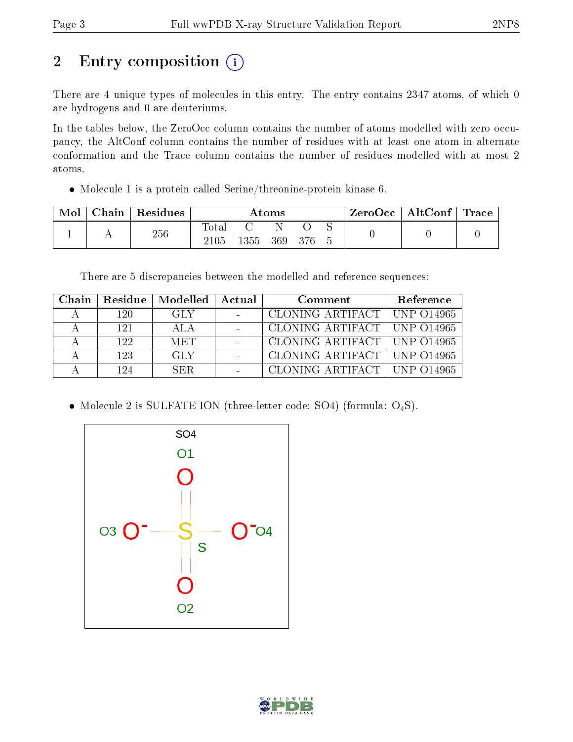# 2 Entry composition

There are 4 unique types of molecules in this entry. The entry contains 2347 atoms, of which 0 are hydrogens and 0 are deuteriums.

In the tables below, the ZeroOcc column contains the number of atoms modelled with zero occupancy, the AltConf column contains the number of residues with at least one atom in alternate conformation and the Trace column contains the number of residues modelled with at most 2 atoms.

- Molecule 1 is a protein called Serine/threonine-protein kinase 6.

| Mol | Chain | Residues | Atoms | | | | | ZeroOcc | AltConf | Trace |
|---|---|---|---|---|---|---|---|---|---|---|
| 1 | A | 256 | Total<br>2105 | C<br>1355 | N<br>369 | O<br>376 | S<br>5 | 0 | 0 | 0 |

There are 5 discrepancies between the modelled and reference sequences:

| Chain | Residue | Modelled | Actual | Comment | Reference |
|---|---|---|---|---|---|
| A | 120 | GLY | - | CLONING ARTIFACT | UNP O14965 |
| A | 121 | ALA | - | CLONING ARTIFACT | UNP O14965 |
| A | 122 | MET | - | CLONING ARTIFACT | UNP O14965 |
| A | 123 | GLY | - | CLONING ARTIFACT | UNP O14965 |
| A | 124 | SER | - | CLONING ARTIFACT | UNP O14965 |

- Molecule 2 is SULFATE ION (three-letter code: SO4) (formula: $O_4S$).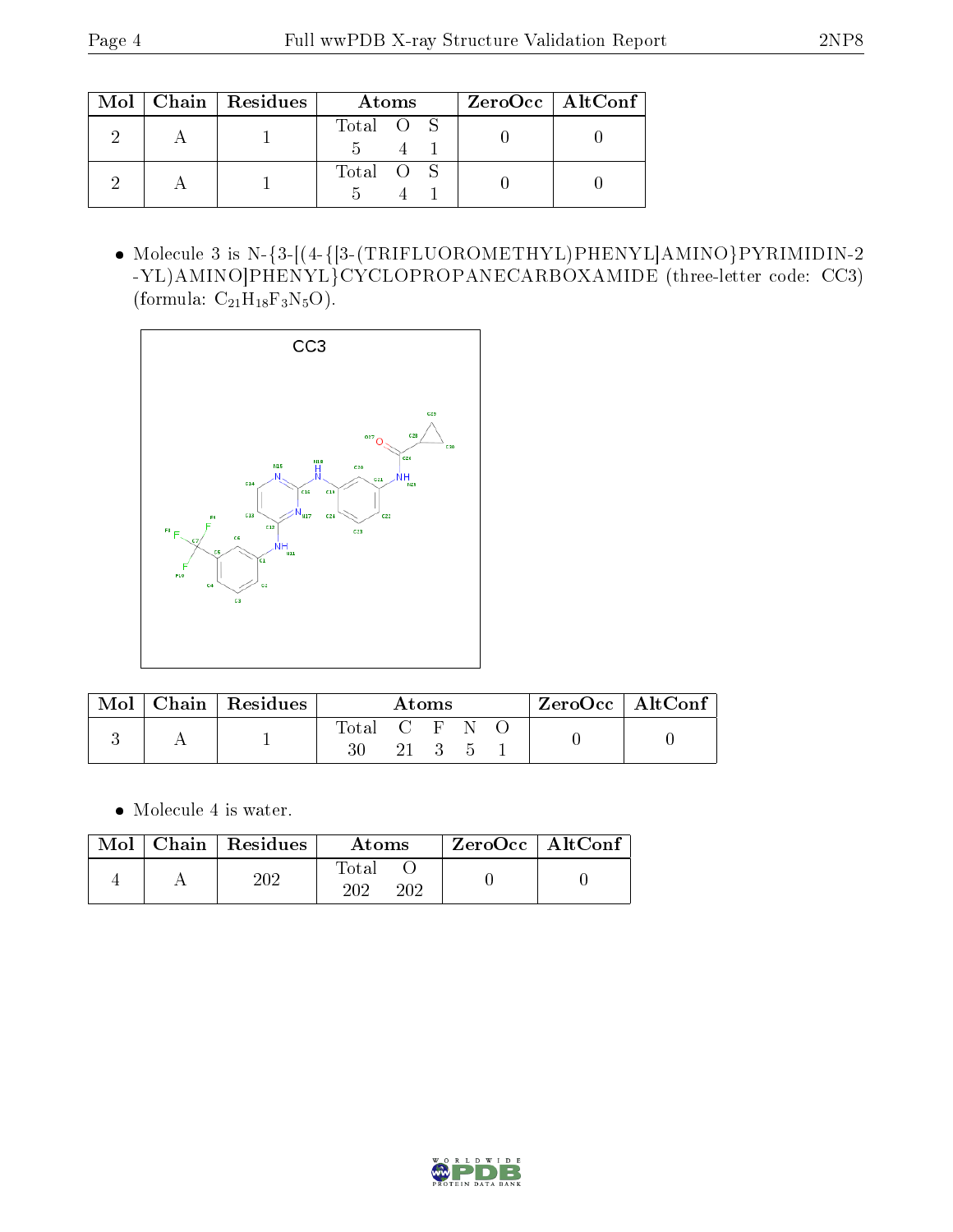| Mol | Chain | Residues | Atoms | | | ZeroOcc | AltConf |
|---|---|---|---|---|---|---|---|
| | | | Total | O | S | | |
| 2 | A | 1 | 5 | 4 | 1 | 0 | 0 |
| 2 | A | 1 | 5 | 4 | 1 | 0 | 0 |

- Molecule 3 is N-{3-[(4-{[3-(TRIFLUOROMETHYL)PHENYL]AMINO}PYRIMIDIN-2-YL)AMINO]PHENYL}CYCLOPROPANECARBOXAMIDE (three-letter code: CC3) (formula: $C_{21}H_{18}F_{3}N_{5}O$).

| Mol | Chain | Residues | Atoms | | | | | ZeroOcc | AltConf |
|---|---|---|---|---|---|---|---|---|---|
| | | | Total | C | F | N | O | | |
| 3 | A | 1 | 30 | 21 | 3 | 5 | 1 | 0 | 0 |

- Molecule 4 is water.

| Mol | Chain | Residues | Atoms | | ZeroOcc | AltConf |
|---|---|---|---|---|---|---|
| | | | Total | O | | |
| 4 | A | 202 | 202 | 202 | 0 | 0 |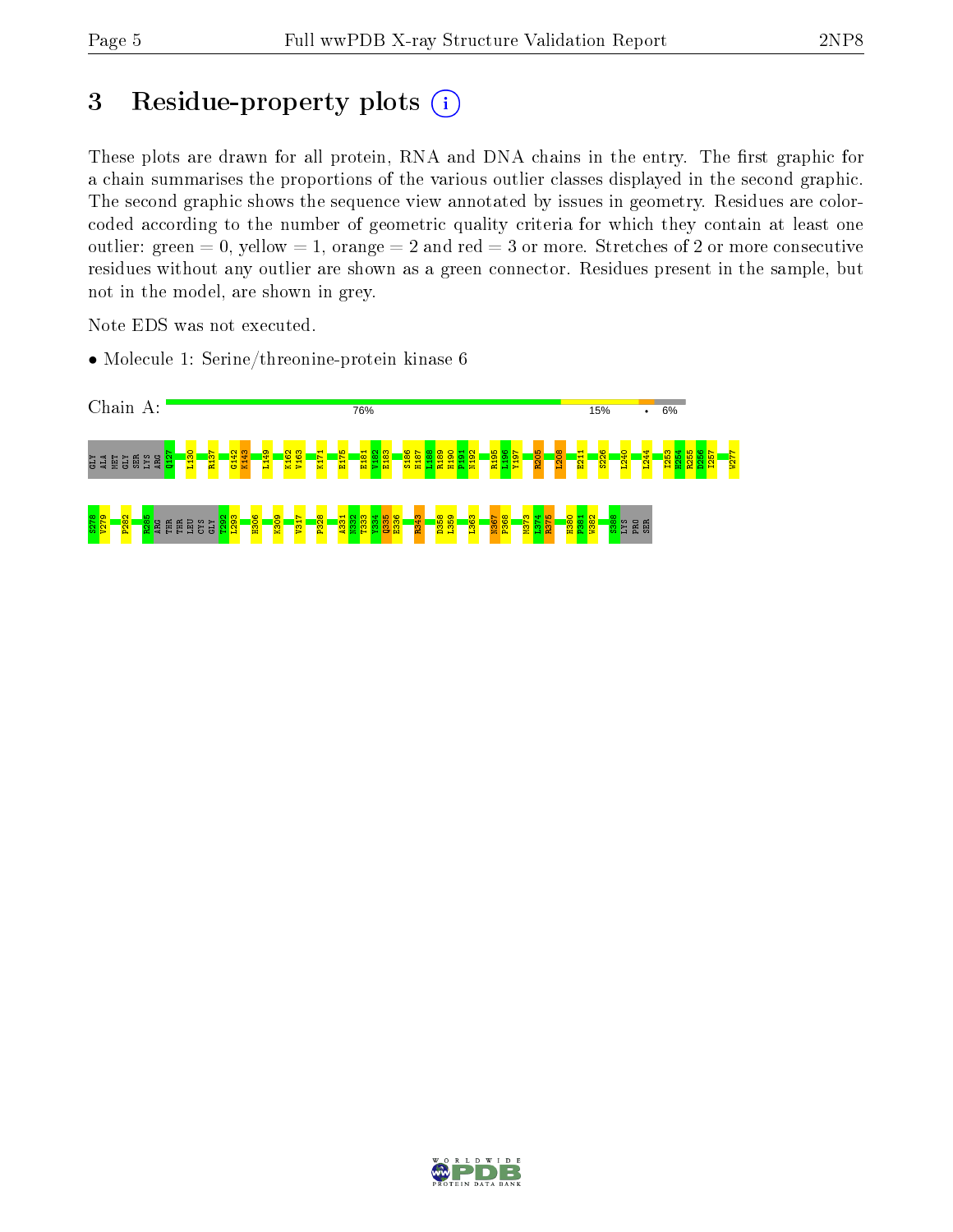# 3 Residue-property plots

These plots are drawn for all protein, RNA and DNA chains in the entry. The first graphic for a chain summarises the proportions of the various outlier classes displayed in the second graphic. The second graphic shows the sequence view annotated by issues in geometry. Residues are color-coded according to the number of geometric quality criteria for which they contain at least one outlier: green = 0, yellow = 1, orange = 2 and red = 3 or more. Stretches of 2 or more consecutive residues without any outlier are shown as a green connector. Residues present in the sample, but not in the model, are shown in grey.

Note EDS was not executed.

- Molecule 1: Serine/threonine-protein kinase 6

Chain A: 76% 15% • 6%

GLY ALA MET GLY SER LYS ARG Q127 L130 R137 G142 K143 L149 K162 V163 K171 E175 E181 V182 E183 S186 H187 L188 R189 H190 P191 N192 R195 L196 Y197 R205 I208 E211 S226 L240 L244 I253 H254 R255 D256 I257 W277

S278 V279 P282 R285 ARG THR THR LEU CYS GLY T292 L293 H306 K309 V317 P328 A331 N332 T333 Y334 Q335 E336 R343 D358 L359 L363 N367 P368 M373 L374 R375 H380 P381 W382 S388 LYS PRO SER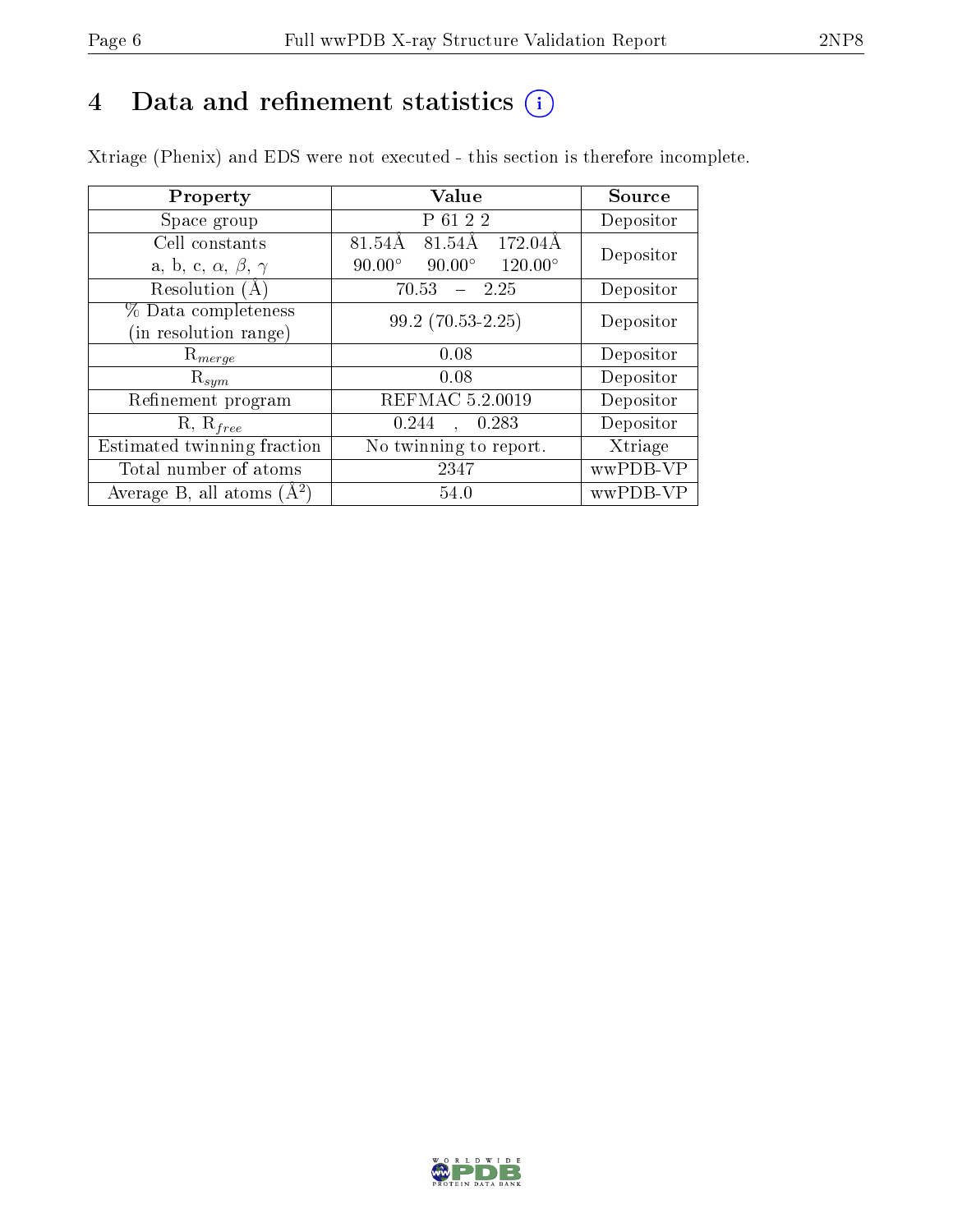# 4 Data and refinement statistics (i)

Xtriage (Phenix) and EDS were not executed - this section is therefore incomplete.

| Property | Value | Source |
|---|---|---|
| Space group | P 61 2 2 | Depositor |
| Cell constants<br>a, b, c, $\alpha$, $\beta$, $\gamma$ | 81.54Å 81.54Å 172.04Å<br>90.00° 90.00° 120.00° | Depositor |
| Resolution (Å) | 70.53 – 2.25 | Depositor |
| % Data completeness<br>(in resolution range) | 99.2 (70.53-2.25) | Depositor |
| $R_{merge}$ | 0.08 | Depositor |
| $R_{sym}$ | 0.08 | Depositor |
| Refinement program | REFMAC 5.2.0019 | Depositor |
| R, $R_{free}$ | 0.244 , 0.283 | Depositor |
| Estimated twinning fraction | No twinning to report. | Xtriage |
| Total number of atoms | 2347 | wwPDB-VP |
| Average B, all atoms (Å$^2$) | 54.0 | wwPDB-VP |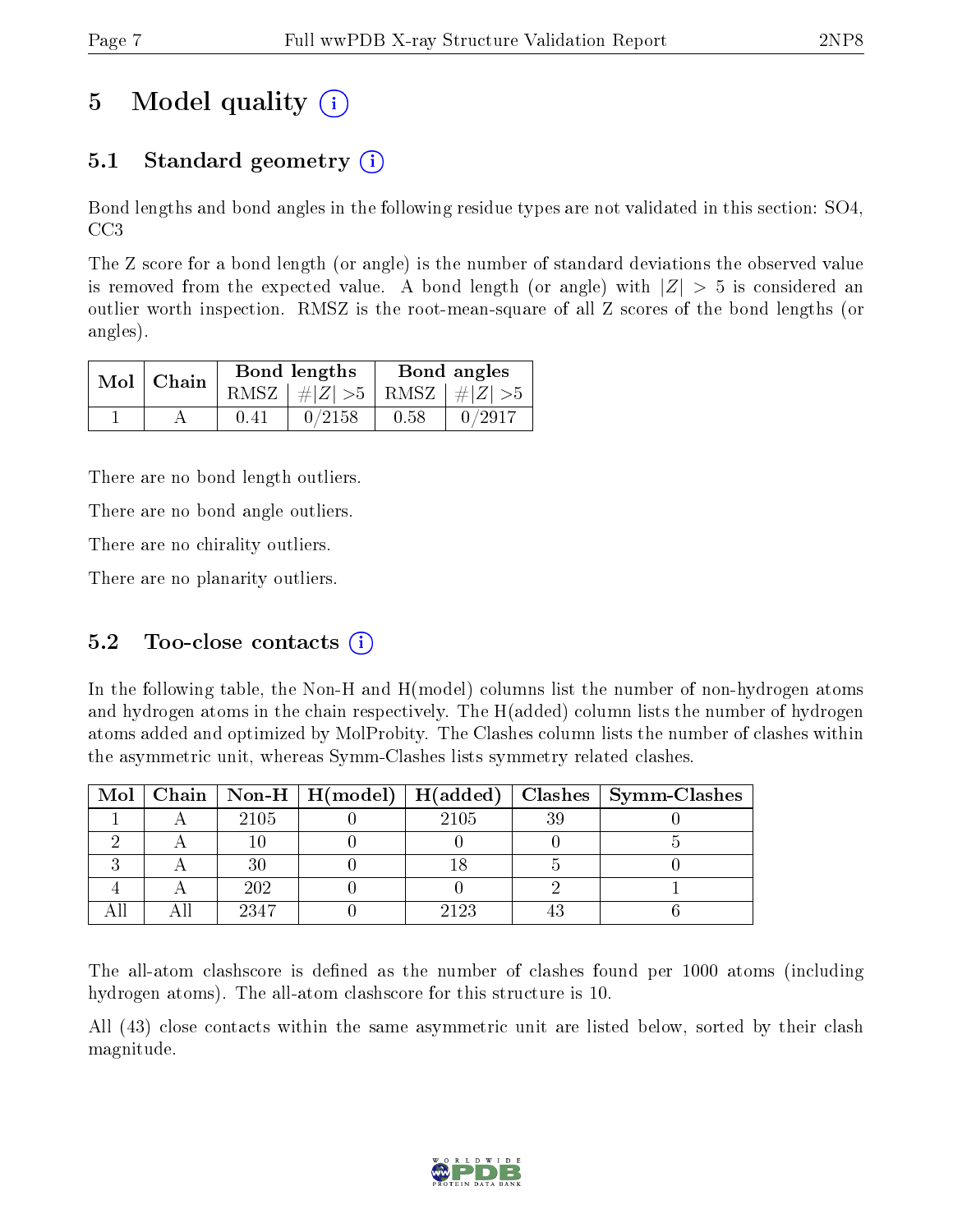# 5 Model quality

## 5.1 Standard geometry

Bond lengths and bond angles in the following residue types are not validated in this section: SO4, CC3

The Z score for a bond length (or angle) is the number of standard deviations the observed value is removed from the expected value. A bond length (or angle) with $|Z| > 5$ is considered an outlier worth inspection. RMSZ is the root-mean-square of all Z scores of the bond lengths (or angles).

| Mol | Chain | Bond lengths | | Bond angles | |
|---|---|---|---|---|---|
| | | RMSZ | $\#\|Z\| >5$ | RMSZ | $\#\|Z\| >5$ |
| 1 | A | 0.41 | 0/2158 | 0.58 | 0/2917 |

There are no bond length outliers.

There are no bond angle outliers.

There are no chirality outliers.

There are no planarity outliers.

## 5.2 Too-close contacts

In the following table, the Non-H and H(model) columns list the number of non-hydrogen atoms and hydrogen atoms in the chain respectively. The H(added) column lists the number of hydrogen atoms added and optimized by MolProbity. The Clashes column lists the number of clashes within the asymmetric unit, whereas Symm-Clashes lists symmetry related clashes.

| Mol | Chain | Non-H | H(model) | H(added) | Clashes | Symm-Clashes |
|---|---|---|---|---|---|---|
| 1 | A | 2105 | 0 | 2105 | 39 | 0 |
| 2 | A | 10 | 0 | 0 | 0 | 5 |
| 3 | A | 30 | 0 | 18 | 5 | 0 |
| 4 | A | 202 | 0 | 0 | 2 | 1 |
| All | All | 2347 | 0 | 2123 | 43 | 6 |

The all-atom clashscore is defined as the number of clashes found per 1000 atoms (including hydrogen atoms). The all-atom clashscore for this structure is 10.

All (43) close contacts within the same asymmetric unit are listed below, sorted by their clash magnitude.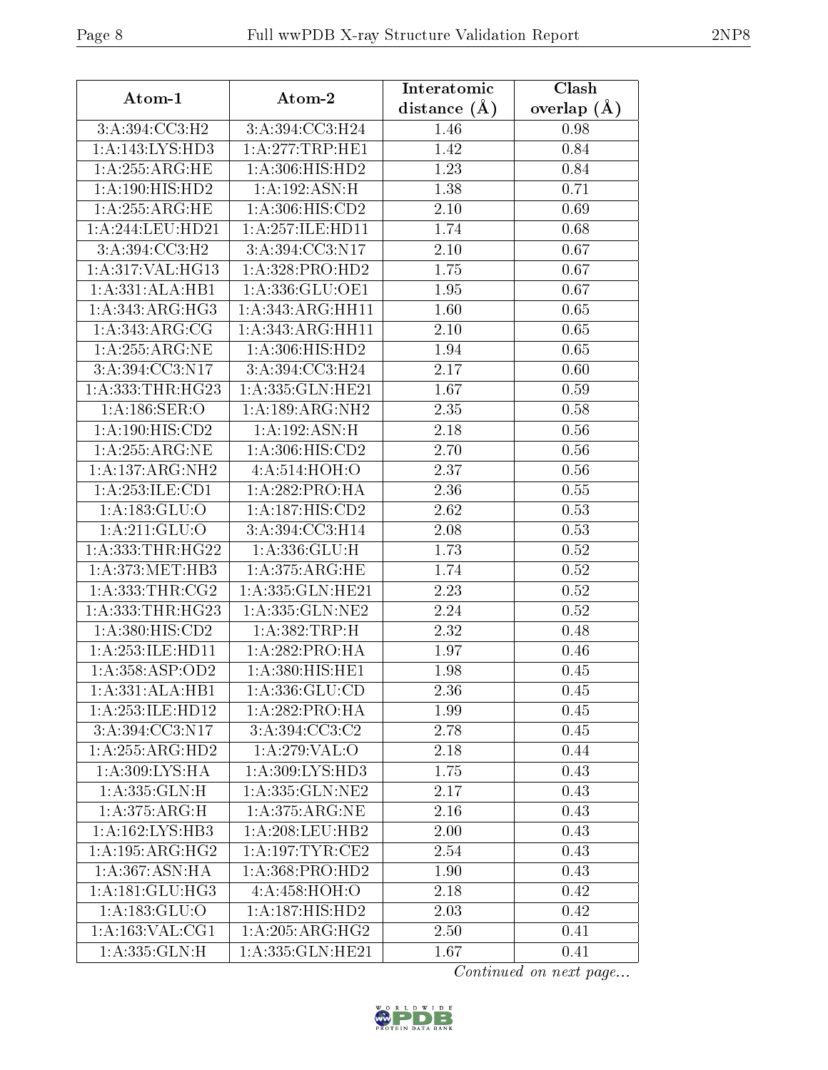| Atom-1 | Atom-2 | Interatomic distance (Å) | Clash overlap (Å) |
|---|---|---|---|
| 3:A:394:CC3:H2 | 3:A:394:CC3:H24 | 1.46 | 0.98 |
| 1:A:143:LYS:HD3 | 1:A:277:TRP:HE1 | 1.42 | 0.84 |
| 1:A:255:ARG:HE | 1:A:306:HIS:HD2 | 1.23 | 0.84 |
| 1:A:190:HIS:HD2 | 1:A:192:ASN:H | 1.38 | 0.71 |
| 1:A:255:ARG:HE | 1:A:306:HIS:CD2 | 2.10 | 0.69 |
| 1:A:244:LEU:HD21 | 1:A:257:ILE:HD11 | 1.74 | 0.68 |
| 3:A:394:CC3:H2 | 3:A:394:CC3:N17 | 2.10 | 0.67 |
| 1:A:317:VAL:HG13 | 1:A:328:PRO:HD2 | 1.75 | 0.67 |
| 1:A:331:ALA:HB1 | 1:A:336:GLU:OE1 | 1.95 | 0.67 |
| 1:A:343:ARG:HG3 | 1:A:343:ARG:HH11 | 1.60 | 0.65 |
| 1:A:343:ARG:CG | 1:A:343:ARG:HH11 | 2.10 | 0.65 |
| 1:A:255:ARG:NE | 1:A:306:HIS:HD2 | 1.94 | 0.65 |
| 3:A:394:CC3:N17 | 3:A:394:CC3:H24 | 2.17 | 0.60 |
| 1:A:333:THR:HG23 | 1:A:335:GLN:HE21 | 1.67 | 0.59 |
| 1:A:186:SER:O | 1:A:189:ARG:NH2 | 2.35 | 0.58 |
| 1:A:190:HIS:CD2 | 1:A:192:ASN:H | 2.18 | 0.56 |
| 1:A:255:ARG:NE | 1:A:306:HIS:CD2 | 2.70 | 0.56 |
| 1:A:137:ARG:NH2 | 4:A:514:HOH:O | 2.37 | 0.56 |
| 1:A:253:ILE:CD1 | 1:A:282:PRO:HA | 2.36 | 0.55 |
| 1:A:183:GLU:O | 1:A:187:HIS:CD2 | 2.62 | 0.53 |
| 1:A:211:GLU:O | 3:A:394:CC3:H14 | 2.08 | 0.53 |
| 1:A:333:THR:HG22 | 1:A:336:GLU:H | 1.73 | 0.52 |
| 1:A:373:MET:HB3 | 1:A:375:ARG:HE | 1.74 | 0.52 |
| 1:A:333:THR:CG2 | 1:A:335:GLN:HE21 | 2.23 | 0.52 |
| 1:A:333:THR:HG23 | 1:A:335:GLN:NE2 | 2.24 | 0.52 |
| 1:A:380:HIS:CD2 | 1:A:382:TRP:H | 2.32 | 0.48 |
| 1:A:253:ILE:HD11 | 1:A:282:PRO:HA | 1.97 | 0.46 |
| 1:A:358:ASP:OD2 | 1:A:380:HIS:HE1 | 1.98 | 0.45 |
| 1:A:331:ALA:HB1 | 1:A:336:GLU:CD | 2.36 | 0.45 |
| 1:A:253:ILE:HD12 | 1:A:282:PRO:HA | 1.99 | 0.45 |
| 3:A:394:CC3:N17 | 3:A:394:CC3:C2 | 2.78 | 0.45 |
| 1:A:255:ARG:HD2 | 1:A:279:VAL:O | 2.18 | 0.44 |
| 1:A:309:LYS:HA | 1:A:309:LYS:HD3 | 1.75 | 0.43 |
| 1:A:335:GLN:H | 1:A:335:GLN:NE2 | 2.17 | 0.43 |
| 1:A:375:ARG:H | 1:A:375:ARG:NE | 2.16 | 0.43 |
| 1:A:162:LYS:HB3 | 1:A:208:LEU:HB2 | 2.00 | 0.43 |
| 1:A:195:ARG:HG2 | 1:A:197:TYR:CE2 | 2.54 | 0.43 |
| 1:A:367:ASN:HA | 1:A:368:PRO:HD2 | 1.90 | 0.43 |
| 1:A:181:GLU:HG3 | 4:A:458:HOH:O | 2.18 | 0.42 |
| 1:A:183:GLU:O | 1:A:187:HIS:HD2 | 2.03 | 0.42 |
| 1:A:163:VAL:CG1 | 1:A:205:ARG:HG2 | 2.50 | 0.41 |
| 1:A:335:GLN:H | 1:A:335:GLN:HE21 | 1.67 | 0.41 |

*Continued on next page...*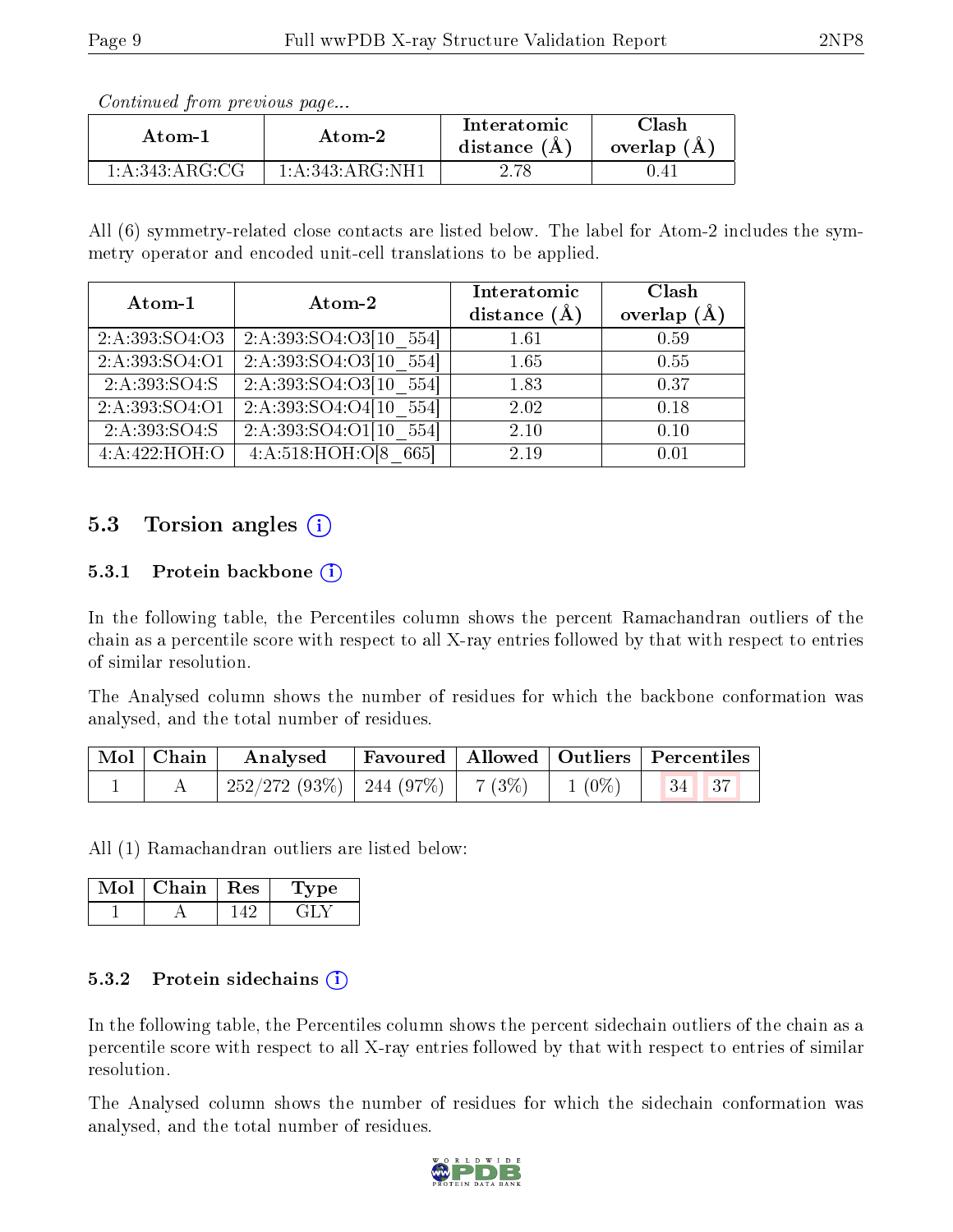*Continued from previous page...*

| Atom-1 | Atom-2 | Interatomic distance (Å) | Clash overlap (Å) |
|---|---|---|---|
| 1:A:343:ARG:CG | 1:A:343:ARG:NH1 | 2.78 | 0.41 |

All (6) symmetry-related close contacts are listed below. The label for Atom-2 includes the symmetry operator and encoded unit-cell translations to be applied.

| Atom-1 | Atom-2 | Interatomic distance (Å) | Clash overlap (Å) |
|---|---|---|---|
| 2:A:393:SO4:O3 | 2:A:393:SO4:O3[10_554] | 1.61 | 0.59 |
| 2:A:393:SO4:O1 | 2:A:393:SO4:O3[10_554] | 1.65 | 0.55 |
| 2:A:393:SO4:S | 2:A:393:SO4:O3[10_554] | 1.83 | 0.37 |
| 2:A:393:SO4:O1 | 2:A:393:SO4:O4[10_554] | 2.02 | 0.18 |
| 2:A:393:SO4:S | 2:A:393:SO4:O1[10_554] | 2.10 | 0.10 |
| 4:A:422:HOH:O | 4:A:518:HOH:O[8_665] | 2.19 | 0.01 |

## 5.3 Torsion angles

### 5.3.1 Protein backbone

In the following table, the Percentiles column shows the percent Ramachandran outliers of the chain as a percentile score with respect to all X-ray entries followed by that with respect to entries of similar resolution.

The Analysed column shows the number of residues for which the backbone conformation was analysed, and the total number of residues.

| Mol | Chain | Analysed | Favoured | Allowed | Outliers | Percentiles | |
|---|---|---|---|---|---|---|---|
| 1 | A | 252/272 (93%) | 244 (97%) | 7 (3%) | 1 (0%) | 34 | 37 |

All (1) Ramachandran outliers are listed below:

| Mol | Chain | Res | Type |
|---|---|---|---|
| 1 | A | 142 | GLY |

### 5.3.2 Protein sidechains

In the following table, the Percentiles column shows the percent sidechain outliers of the chain as a percentile score with respect to all X-ray entries followed by that with respect to entries of similar resolution.

The Analysed column shows the number of residues for which the sidechain conformation was analysed, and the total number of residues.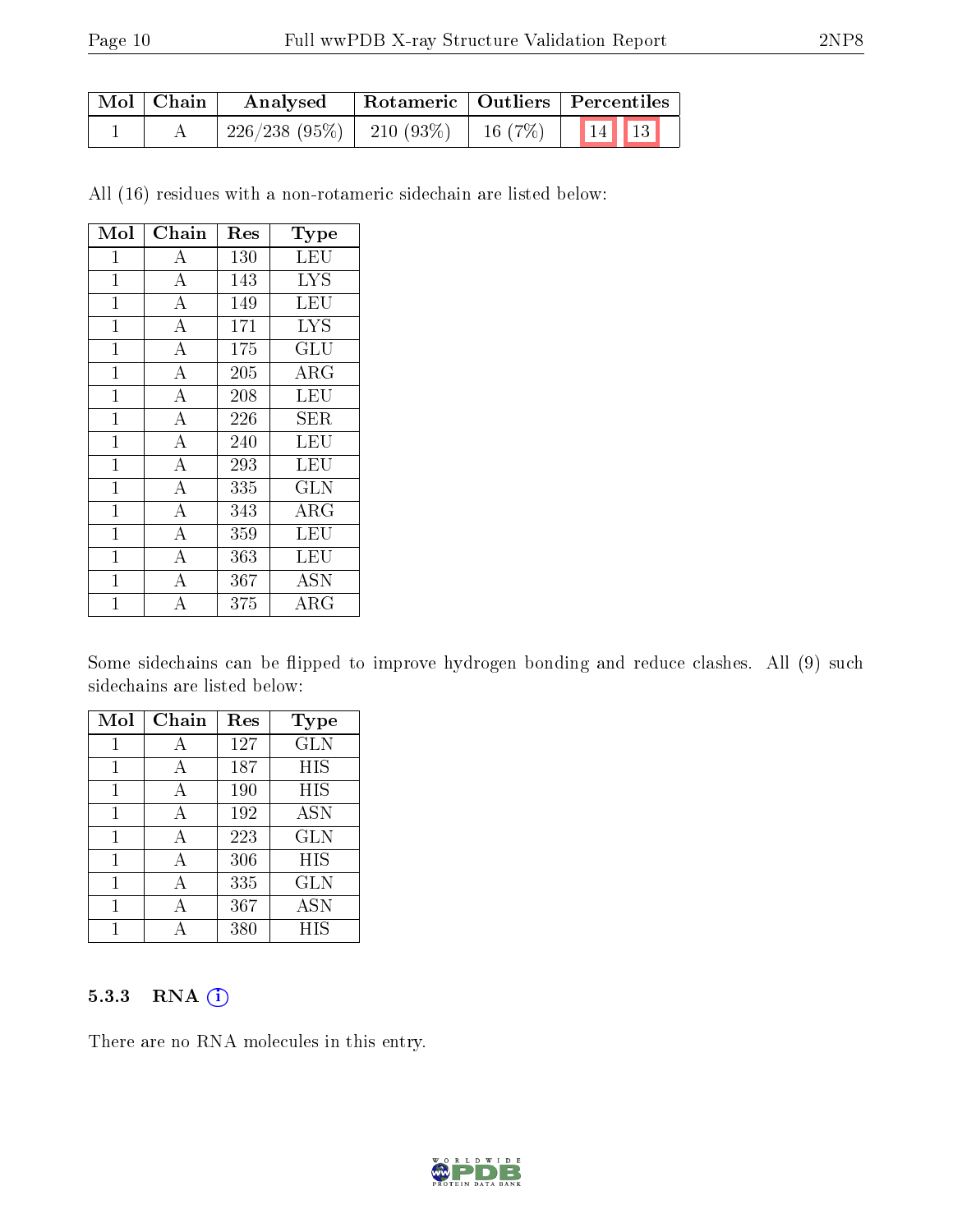| Mol | Chain | Analysed | Rotameric | Outliers | Percentiles | |
|---|---|---|---|---|---|---|
| 1 | A | 226/238 (95%) | 210 (93%) | 16 (7%) | 14 | 13 |

All (16) residues with a non-rotameric sidechain are listed below:

| Mol | Chain | Res | Type |
|---|---|---|---|
| 1 | A | 130 | LEU |
| 1 | A | 143 | LYS |
| 1 | A | 149 | LEU |
| 1 | A | 171 | LYS |
| 1 | A | 175 | GLU |
| 1 | A | 205 | ARG |
| 1 | A | 208 | LEU |
| 1 | A | 226 | SER |
| 1 | A | 240 | LEU |
| 1 | A | 293 | LEU |
| 1 | A | 335 | GLN |
| 1 | A | 343 | ARG |
| 1 | A | 359 | LEU |
| 1 | A | 363 | LEU |
| 1 | A | 367 | ASN |
| 1 | A | 375 | ARG |

Some sidechains can be flipped to improve hydrogen bonding and reduce clashes. All (9) such sidechains are listed below:

| Mol | Chain | Res | Type |
|---|---|---|---|
| 1 | A | 127 | GLN |
| 1 | A | 187 | HIS |
| 1 | A | 190 | HIS |
| 1 | A | 192 | ASN |
| 1 | A | 223 | GLN |
| 1 | A | 306 | HIS |
| 1 | A | 335 | GLN |
| 1 | A | 367 | ASN |
| 1 | A | 380 | HIS |

### 5.3.3 RNA (i)

There are no RNA molecules in this entry.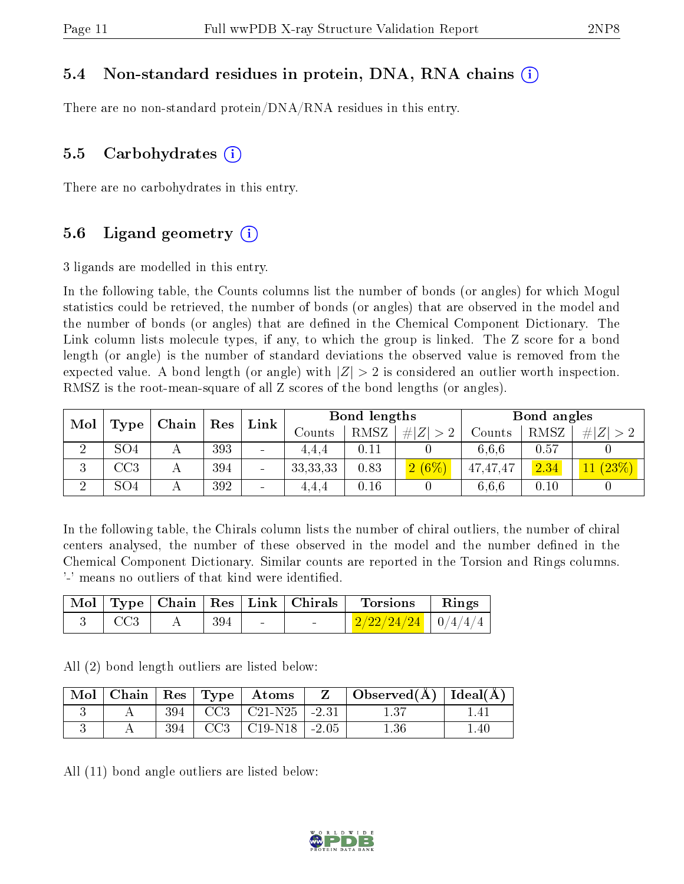### 5.4 Non-standard residues in protein, DNA, RNA chains (i)

There are no non-standard protein/DNA/RNA residues in this entry.

### 5.5 Carbohydrates (i)

There are no carbohydrates in this entry.

### 5.6 Ligand geometry (i)

3 ligands are modelled in this entry.

In the following table, the Counts columns list the number of bonds (or angles) for which Mogul statistics could be retrieved, the number of bonds (or angles) that are observed in the model and the number of bonds (or angles) that are defined in the Chemical Component Dictionary. The Link column lists molecule types, if any, to which the group is linked. The Z score for a bond length (or angle) is the number of standard deviations the observed value is removed from the expected value. A bond length (or angle) with $|Z| > 2$ is considered an outlier worth inspection. RMSZ is the root-mean-square of all Z scores of the bond lengths (or angles).

| Mol | Type | Chain | Res | Link | Bond lengths | | | Bond angles | | |
|---|---|---|---|---|---|---|---|---|---|---|
| | | | | | Counts | RMSZ | $\#\|Z\|>2$ | Counts | RMSZ | $\#\|Z\|>2$ |
| 2 | SO4 | A | 393 | - | 4,4,4 | 0.11 | 0 | 6,6,6 | 0.57 | 0 |
| 3 | CC3 | A | 394 | - | 33,33,33 | 0.83 | 2 (6%) | 47,47,47 | 2.34 | 11 (23%) |
| 2 | SO4 | A | 392 | - | 4,4,4 | 0.16 | 0 | 6,6,6 | 0.10 | 0 |

In the following table, the Chirals column lists the number of chiral outliers, the number of chiral centers analysed, the number of these observed in the model and the number defined in the Chemical Component Dictionary. Similar counts are reported in the Torsion and Rings columns. '-' means no outliers of that kind were identified.

| Mol | Type | Chain | Res | Link | Chirals | Torsions | Rings |
|---|---|---|---|---|---|---|---|
| 3 | CC3 | A | 394 | - | - | 2/22/24/24 | 0/4/4/4 |

All (2) bond length outliers are listed below:

| Mol | Chain | Res | Type | Atoms | Z | Observed(Å) | Ideal(Å) |
|---|---|---|---|---|---|---|---|
| 3 | A | 394 | CC3 | C21-N25 | -2.31 | 1.37 | 1.41 |
| 3 | A | 394 | CC3 | C19-N18 | -2.05 | 1.36 | 1.40 |

All (11) bond angle outliers are listed below: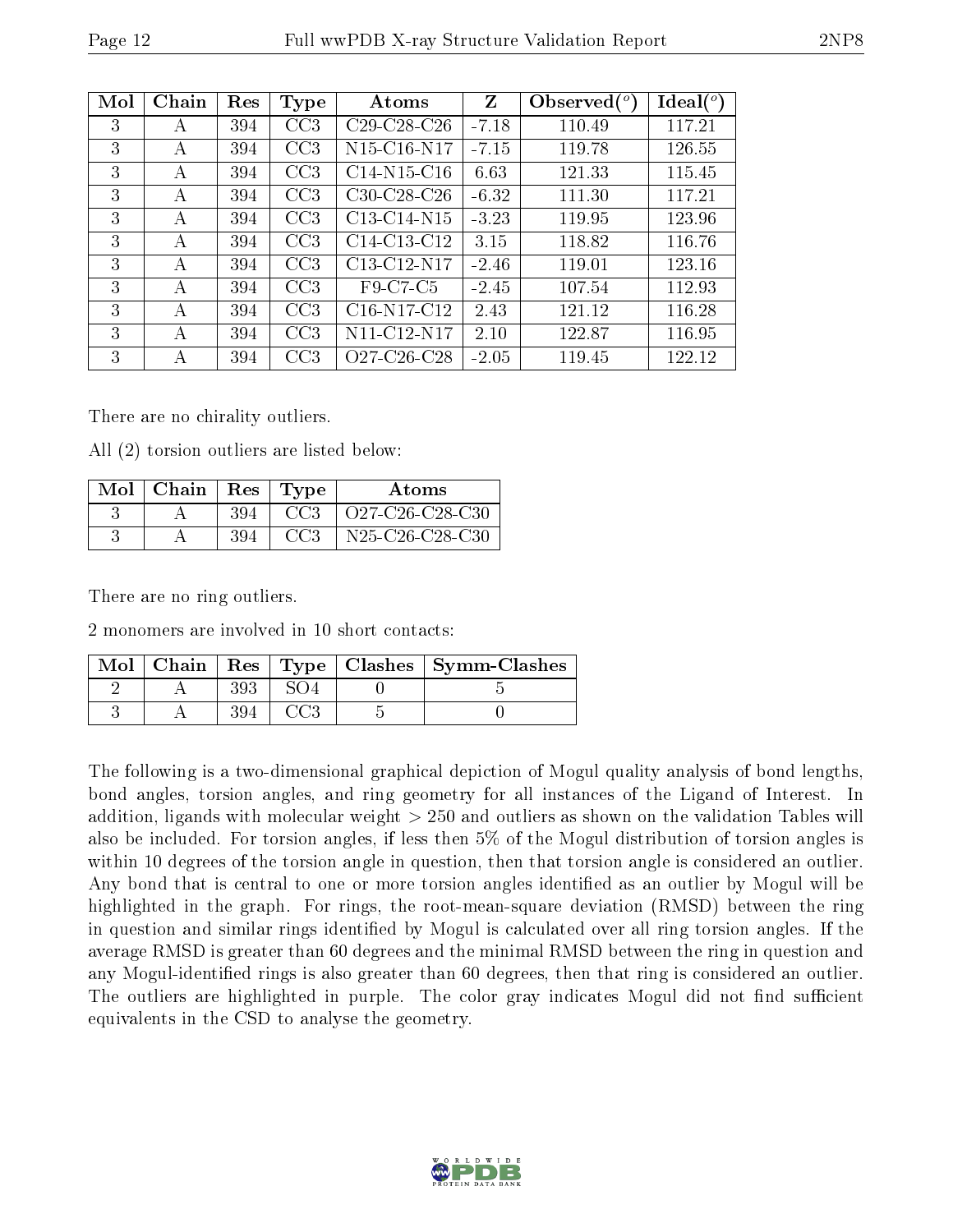| Mol | Chain | Res | Type | Atoms | Z | Observed(°) | Ideal(°) |
|---|---|---|---|---|---|---|---|
| 3 | A | 394 | CC3 | C29-C28-C26 | -7.18 | 110.49 | 117.21 |
| 3 | A | 394 | CC3 | N15-C16-N17 | -7.15 | 119.78 | 126.55 |
| 3 | A | 394 | CC3 | C14-N15-C16 | 6.63 | 121.33 | 115.45 |
| 3 | A | 394 | CC3 | C30-C28-C26 | -6.32 | 111.30 | 117.21 |
| 3 | A | 394 | CC3 | C13-C14-N15 | -3.23 | 119.95 | 123.96 |
| 3 | A | 394 | CC3 | C14-C13-C12 | 3.15 | 118.82 | 116.76 |
| 3 | A | 394 | CC3 | C13-C12-N17 | -2.46 | 119.01 | 123.16 |
| 3 | A | 394 | CC3 | F9-C7-C5 | -2.45 | 107.54 | 112.93 |
| 3 | A | 394 | CC3 | C16-N17-C12 | 2.43 | 121.12 | 116.28 |
| 3 | A | 394 | CC3 | N11-C12-N17 | 2.10 | 122.87 | 116.95 |
| 3 | A | 394 | CC3 | O27-C26-C28 | -2.05 | 119.45 | 122.12 |

There are no chirality outliers.

All (2) torsion outliers are listed below:

| Mol | Chain | Res | Type | Atoms |
|---|---|---|---|---|
| 3 | A | 394 | CC3 | O27-C26-C28-C30 |
| 3 | A | 394 | CC3 | N25-C26-C28-C30 |

There are no ring outliers.

2 monomers are involved in 10 short contacts:

| Mol | Chain | Res | Type | Clashes | Symm-Clashes |
|---|---|---|---|---|---|
| 2 | A | 393 | SO4 | 0 | 5 |
| 3 | A | 394 | CC3 | 5 | 0 |

The following is a two-dimensional graphical depiction of Mogul quality analysis of bond lengths, bond angles, torsion angles, and ring geometry for all instances of the Ligand of Interest. In addition, ligands with molecular weight > 250 and outliers as shown on the validation Tables will also be included. For torsion angles, if less then 5% of the Mogul distribution of torsion angles is within 10 degrees of the torsion angle in question, then that torsion angle is considered an outlier. Any bond that is central to one or more torsion angles identified as an outlier by Mogul will be highlighted in the graph. For rings, the root-mean-square deviation (RMSD) between the ring in question and similar rings identified by Mogul is calculated over all ring torsion angles. If the average RMSD is greater than 60 degrees and the minimal RMSD between the ring in question and any Mogul-identified rings is also greater than 60 degrees, then that ring is considered an outlier. The outliers are highlighted in purple. The color gray indicates Mogul did not find sufficient equivalents in the CSD to analyse the geometry.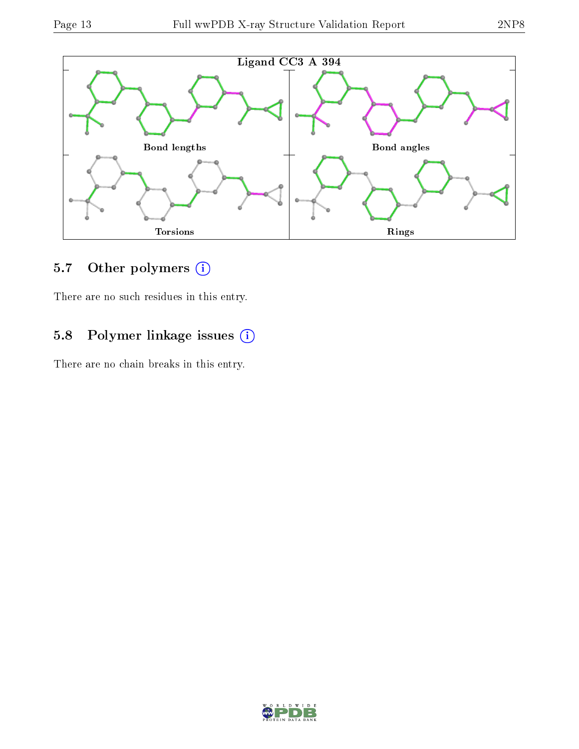**Ligand CC3 A 394**

Bond lengths

Bond angles

Torsions

Rings

## 5.7 Other polymers

There are no such residues in this entry.

## 5.8 Polymer linkage issues

There are no chain breaks in this entry.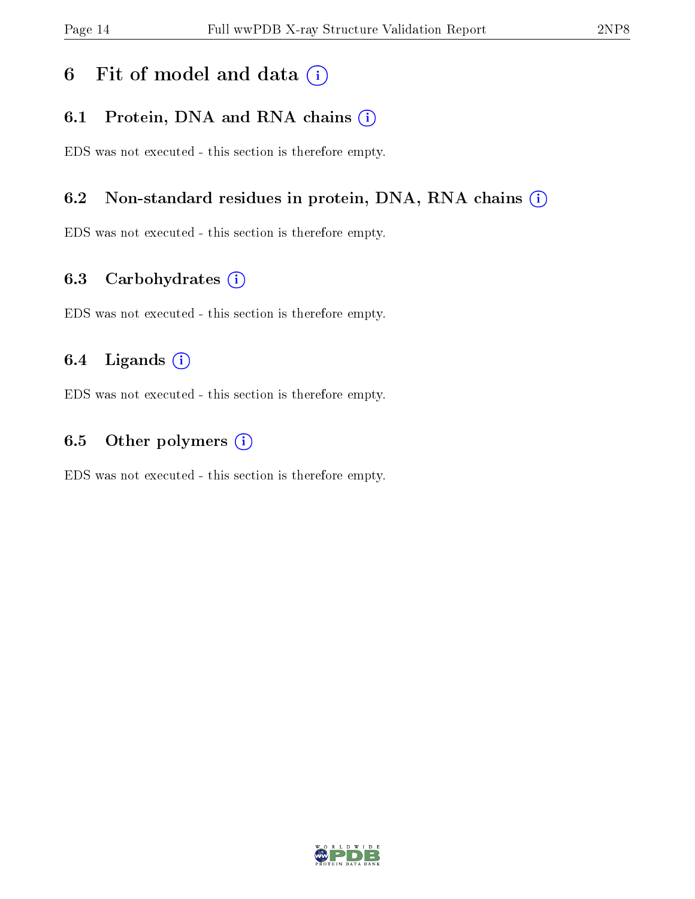# 6 Fit of model and data

## 6.1 Protein, DNA and RNA chains

EDS was not executed - this section is therefore empty.

## 6.2 Non-standard residues in protein, DNA, RNA chains

EDS was not executed - this section is therefore empty.

## 6.3 Carbohydrates

EDS was not executed - this section is therefore empty.

## 6.4 Ligands

EDS was not executed - this section is therefore empty.

## 6.5 Other polymers

EDS was not executed - this section is therefore empty.